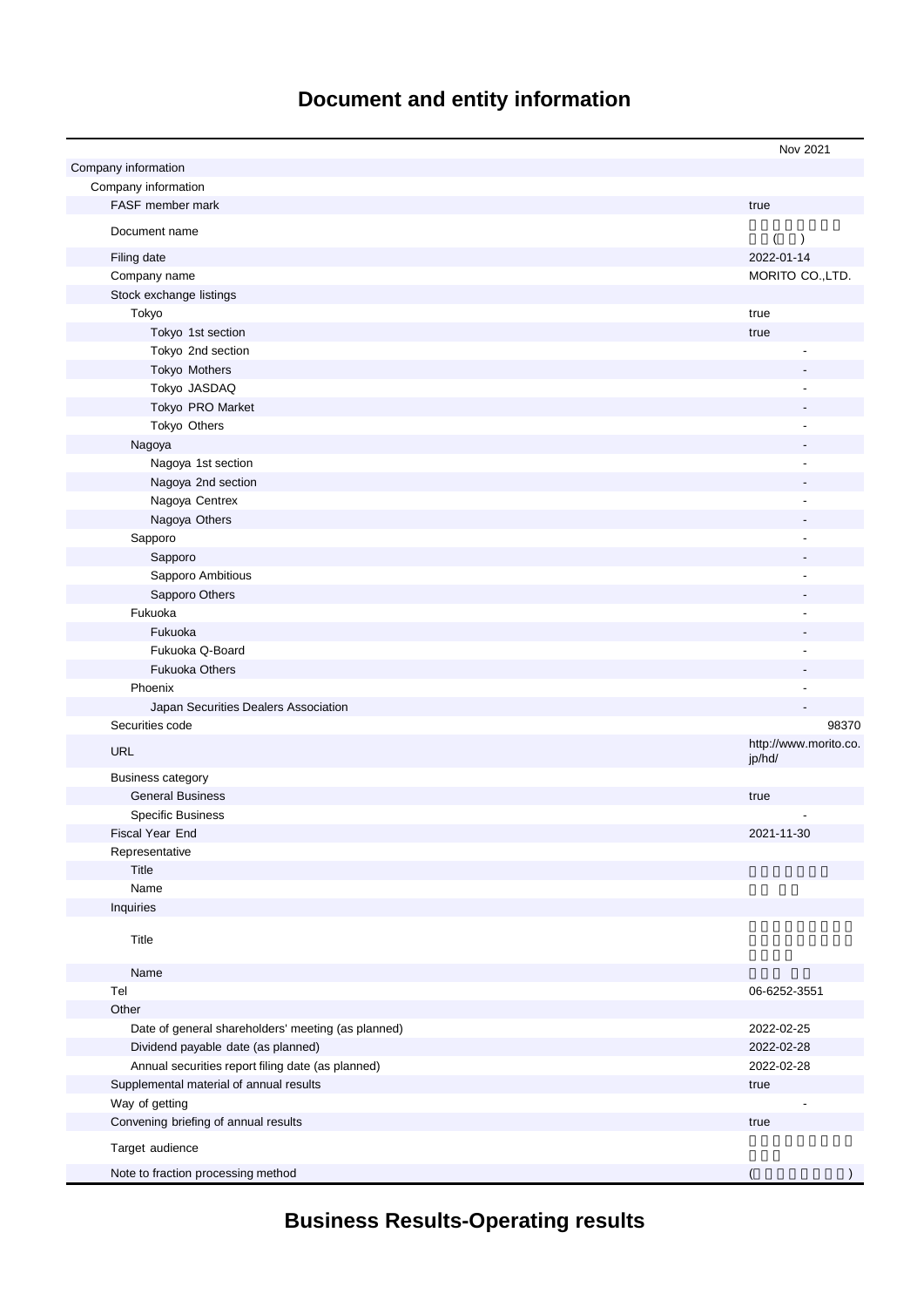# Document and entity information

| | Nov 2021 |
|---|---|
| Company information | |
| Company information | |
| FASF member mark | true |
| Document name | ( ) |
| Filing date | 2022-01-14 |
| Company name | MORITO CO.,LTD. |
| Stock exchange listings | |
| Tokyo | true |
| Tokyo 1st section | true |
| Tokyo 2nd section | - |
| Tokyo Mothers | - |
| Tokyo JASDAQ | - |
| Tokyo PRO Market | - |
| Tokyo Others | - |
| Nagoya | - |
| Nagoya 1st section | - |
| Nagoya 2nd section | - |
| Nagoya Centrex | - |
| Nagoya Others | - |
| Sapporo | - |
| Sapporo | - |
| Sapporo Ambitious | - |
| Sapporo Others | - |
| Fukuoka | - |
| Fukuoka | - |
| Fukuoka Q-Board | - |
| Fukuoka Others | - |
| Phoenix | - |
| Japan Securities Dealers Association | - |
| Securities code | 98370 |
| URL | http://www.morito.co.jp/hd/ |
| Business category | |
| General Business | true |
| Specific Business | - |
| Fiscal Year End | 2021-11-30 |
| Representative | |
| Title | |
| Name | |
| Inquiries | |
| Title | |
| Name | |
| Tel | 06-6252-3551 |
| Other | |
| Date of general shareholders' meeting (as planned) | 2022-02-25 |
| Dividend payable date (as planned) | 2022-02-28 |
| Annual securities report filing date (as planned) | 2022-02-28 |
| Supplemental material of annual results | true |
| Way of getting | - |
| Convening briefing of annual results | true |
| Target audience | |
| Note to fraction processing method | ( ) |

# Business Results-Operating results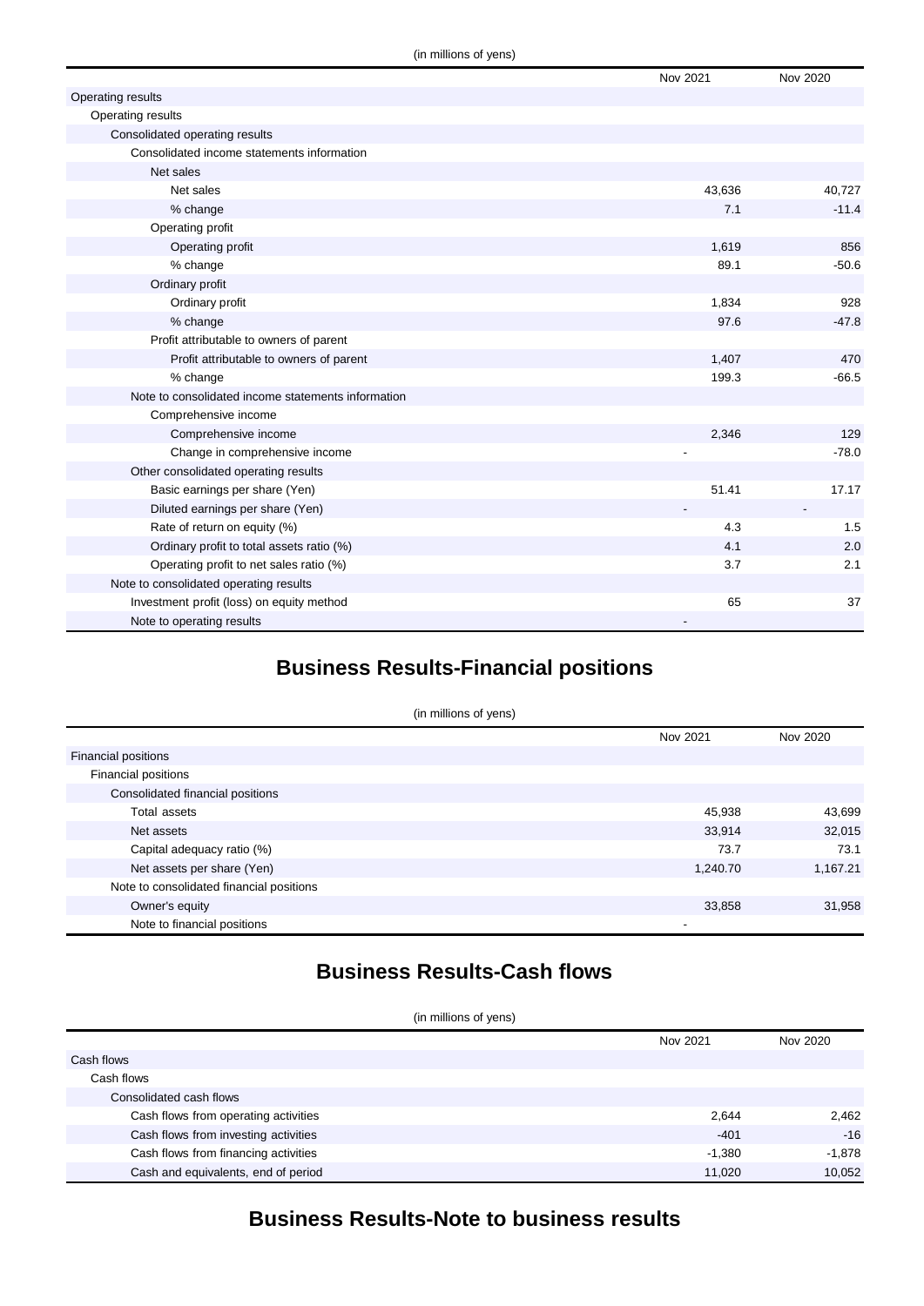(in millions of yens)

| | Nov 2021 | Nov 2020 |
|---|---|---|
| Operating results | | |
| Operating results | | |
| Consolidated operating results | | |
| Consolidated income statements information | | |
| Net sales | | |
| Net sales | 43,636 | 40,727 |
| % change | 7.1 | -11.4 |
| Operating profit | | |
| Operating profit | 1,619 | 856 |
| % change | 89.1 | -50.6 |
| Ordinary profit | | |
| Ordinary profit | 1,834 | 928 |
| % change | 97.6 | -47.8 |
| Profit attributable to owners of parent | | |
| Profit attributable to owners of parent | 1,407 | 470 |
| % change | 199.3 | -66.5 |
| Note to consolidated income statements information | | |
| Comprehensive income | | |
| Comprehensive income | 2,346 | 129 |
| Change in comprehensive income | - | -78.0 |
| Other consolidated operating results | | |
| Basic earnings per share (Yen) | 51.41 | 17.17 |
| Diluted earnings per share (Yen) | - | - |
| Rate of return on equity (%) | 4.3 | 1.5 |
| Ordinary profit to total assets ratio (%) | 4.1 | 2.0 |
| Operating profit to net sales ratio (%) | 3.7 | 2.1 |
| Note to consolidated operating results | | |
| Investment profit (loss) on equity method | 65 | 37 |
| Note to operating results | - | |

## Business Results-Financial positions

(in millions of yens)

| | Nov 2021 | Nov 2020 |
|---|---|---|
| Financial positions | | |
| Financial positions | | |
| Consolidated financial positions | | |
| Total assets | 45,938 | 43,699 |
| Net assets | 33,914 | 32,015 |
| Capital adequacy ratio (%) | 73.7 | 73.1 |
| Net assets per share (Yen) | 1,240.70 | 1,167.21 |
| Note to consolidated financial positions | | |
| Owner's equity | 33,858 | 31,958 |
| Note to financial positions | - | |

## Business Results-Cash flows

(in millions of yens)

| | Nov 2021 | Nov 2020 |
|---|---|---|
| Cash flows | | |
| Cash flows | | |
| Consolidated cash flows | | |
| Cash flows from operating activities | 2,644 | 2,462 |
| Cash flows from investing activities | -401 | -16 |
| Cash flows from financing activities | -1,380 | -1,878 |
| Cash and equivalents, end of period | 11,020 | 10,052 |

## Business Results-Note to business results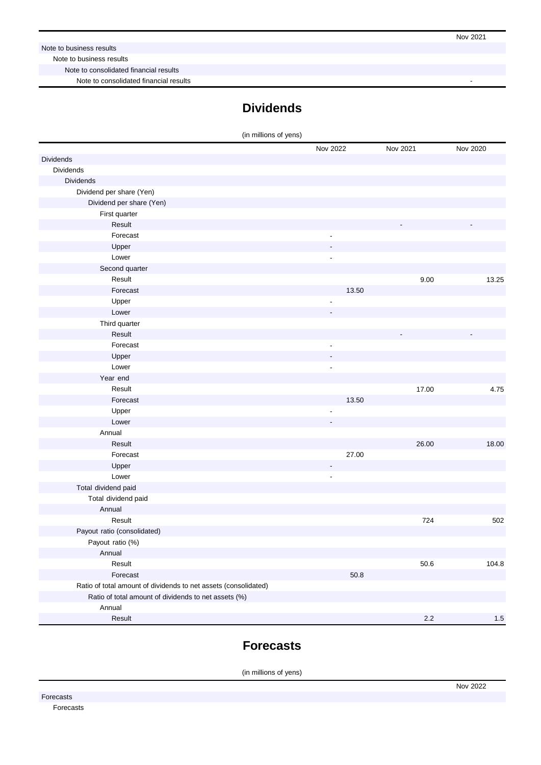| | Nov 2021 |
|---|---|
| Note to business results | |
| Note to business results | |
| Note to consolidated financial results | |
| Note to consolidated financial results | - |

## Dividends

(in millions of yens)

| | Nov 2022 | Nov 2021 | Nov 2020 |
|---|---|---|---|
| Dividends | | | |
| Dividends | | | |
| Dividends | | | |
| Dividend per share (Yen) | | | |
| Dividend per share (Yen) | | | |
| First quarter | | | |
| Result | | - | - |
| Forecast | - | | |
| Upper | - | | |
| Lower | - | | |
| Second quarter | | | |
| Result | | 9.00 | 13.25 |
| Forecast | 13.50 | | |
| Upper | - | | |
| Lower | - | | |
| Third quarter | | | |
| Result | | - | - |
| Forecast | - | | |
| Upper | - | | |
| Lower | - | | |
| Year end | | | |
| Result | | 17.00 | 4.75 |
| Forecast | 13.50 | | |
| Upper | - | | |
| Lower | - | | |
| Annual | | | |
| Result | | 26.00 | 18.00 |
| Forecast | 27.00 | | |
| Upper | - | | |
| Lower | - | | |
| Total dividend paid | | | |
| Total dividend paid | | | |
| Annual | | | |
| Result | | 724 | 502 |
| Payout ratio (consolidated) | | | |
| Payout ratio (%) | | | |
| Annual | | | |
| Result | | 50.6 | 104.8 |
| Forecast | 50.8 | | |
| Ratio of total amount of dividends to net assets (consolidated) | | | |
| Ratio of total amount of dividends to net assets (%) | | | |
| Annual | | | |
| Result | | 2.2 | 1.5 |

## Forecasts

(in millions of yens)

| | Nov 2022 |
|---|---|
| Forecasts | |
| Forecasts | |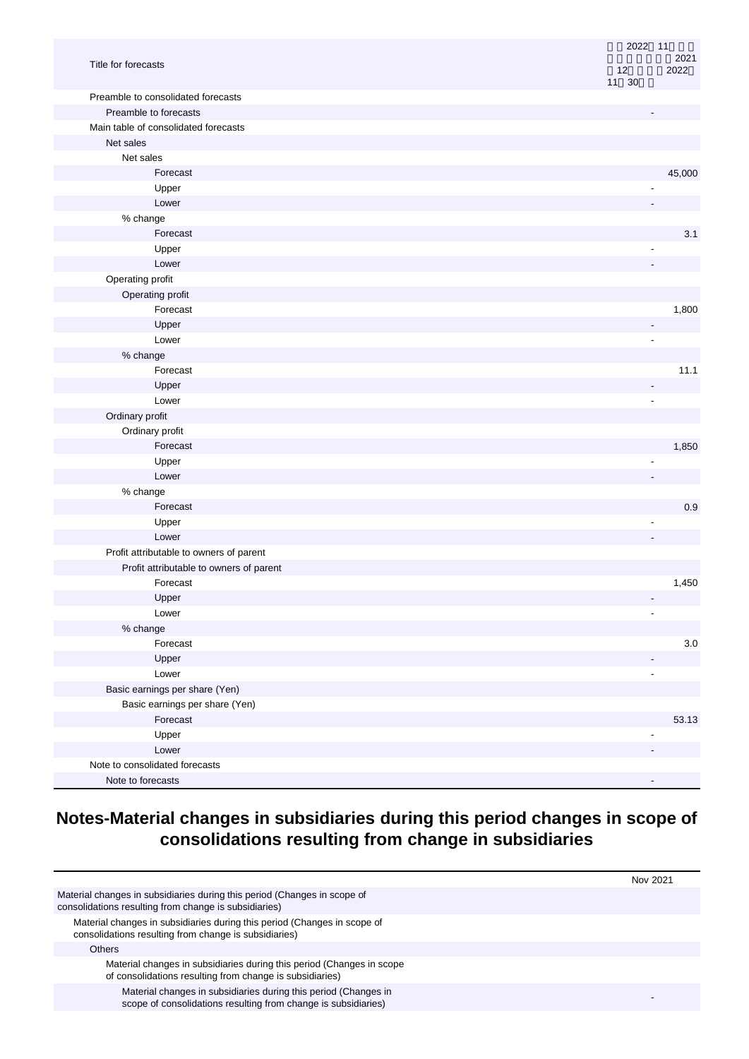| Title for forecasts | 2022年11月期 (2021年12月01日～2022年11月30日) |
|---|---|
| Preamble to consolidated forecasts | |
| Preamble to forecasts | - |
| Main table of consolidated forecasts | |
| Net sales | |
| Net sales | |
| Forecast | 45,000 |
| Upper | - |
| Lower | - |
| % change | |
| Forecast | 3.1 |
| Upper | - |
| Lower | - |
| Operating profit | |
| Operating profit | |
| Forecast | 1,800 |
| Upper | - |
| Lower | - |
| % change | |
| Forecast | 11.1 |
| Upper | - |
| Lower | - |
| Ordinary profit | |
| Ordinary profit | |
| Forecast | 1,850 |
| Upper | - |
| Lower | - |
| % change | |
| Forecast | 0.9 |
| Upper | - |
| Lower | - |
| Profit attributable to owners of parent | |
| Profit attributable to owners of parent | |
| Forecast | 1,450 |
| Upper | - |
| Lower | - |
| % change | |
| Forecast | 3.0 |
| Upper | - |
| Lower | - |
| Basic earnings per share (Yen) | |
| Basic earnings per share (Yen) | |
| Forecast | 53.13 |
| Upper | - |
| Lower | - |
| Note to consolidated forecasts | |
| Note to forecasts | - |

## Notes-Material changes in subsidiaries during this period changes in scope of consolidations resulting from change in subsidiaries

| | Nov 2021 |
|---|---|
| Material changes in subsidiaries during this period (Changes in scope of consolidations resulting from change is subsidiaries) | |
| Material changes in subsidiaries during this period (Changes in scope of consolidations resulting from change is subsidiaries) | |
| Others | |
| Material changes in subsidiaries during this period (Changes in scope of consolidations resulting from change is subsidiaries) | |
| Material changes in subsidiaries during this period (Changes in scope of consolidations resulting from change is subsidiaries) | - |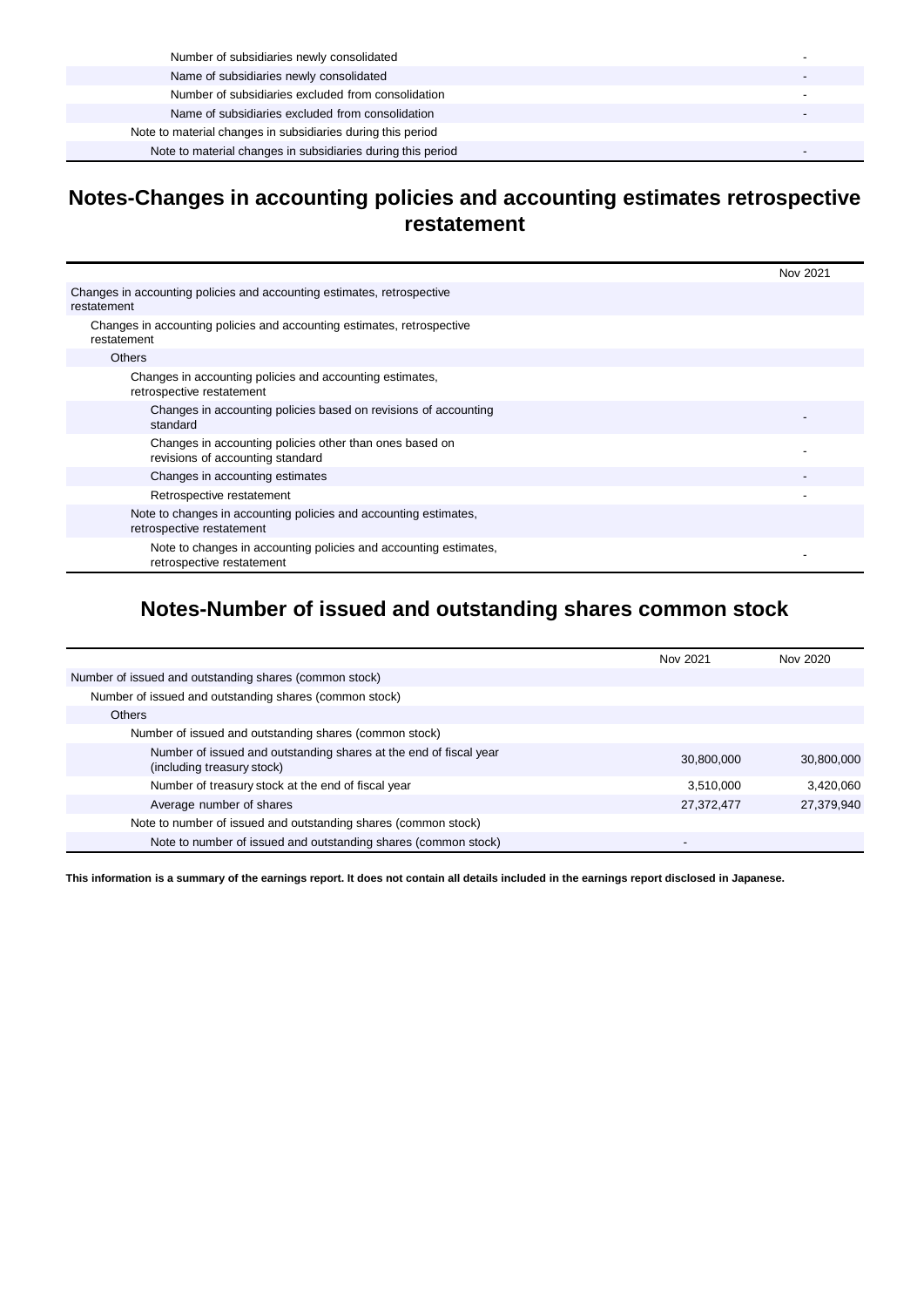| | |
|---|---|
| Number of subsidiaries newly consolidated | - |
| Name of subsidiaries newly consolidated | - |
| Number of subsidiaries excluded from consolidation | - |
| Name of subsidiaries excluded from consolidation | - |
| Note to material changes in subsidiaries during this period | |
| Note to material changes in subsidiaries during this period | - |

## Notes-Changes in accounting policies and accounting estimates retrospective restatement

| | Nov 2021 |
|---|---|
| Changes in accounting policies and accounting estimates, retrospective restatement | |
| Changes in accounting policies and accounting estimates, retrospective restatement | |
| Others | |
| Changes in accounting policies and accounting estimates, retrospective restatement | |
| Changes in accounting policies based on revisions of accounting standard | - |
| Changes in accounting policies other than ones based on revisions of accounting standard | - |
| Changes in accounting estimates | - |
| Retrospective restatement | - |
| Note to changes in accounting policies and accounting estimates, retrospective restatement | |
| Note to changes in accounting policies and accounting estimates, retrospective restatement | - |

## Notes-Number of issued and outstanding shares common stock

| | Nov 2021 | Nov 2020 |
|---|---|---|
| Number of issued and outstanding shares (common stock) | | |
| Number of issued and outstanding shares (common stock) | | |
| Others | | |
| Number of issued and outstanding shares (common stock) | | |
| Number of issued and outstanding shares at the end of fiscal year (including treasury stock) | 30,800,000 | 30,800,000 |
| Number of treasury stock at the end of fiscal year | 3,510,000 | 3,420,060 |
| Average number of shares | 27,372,477 | 27,379,940 |
| Note to number of issued and outstanding shares (common stock) | | |
| Note to number of issued and outstanding shares (common stock) | - | |

**This information is a summary of the earnings report. It does not contain all details included in the earnings report disclosed in Japanese.**